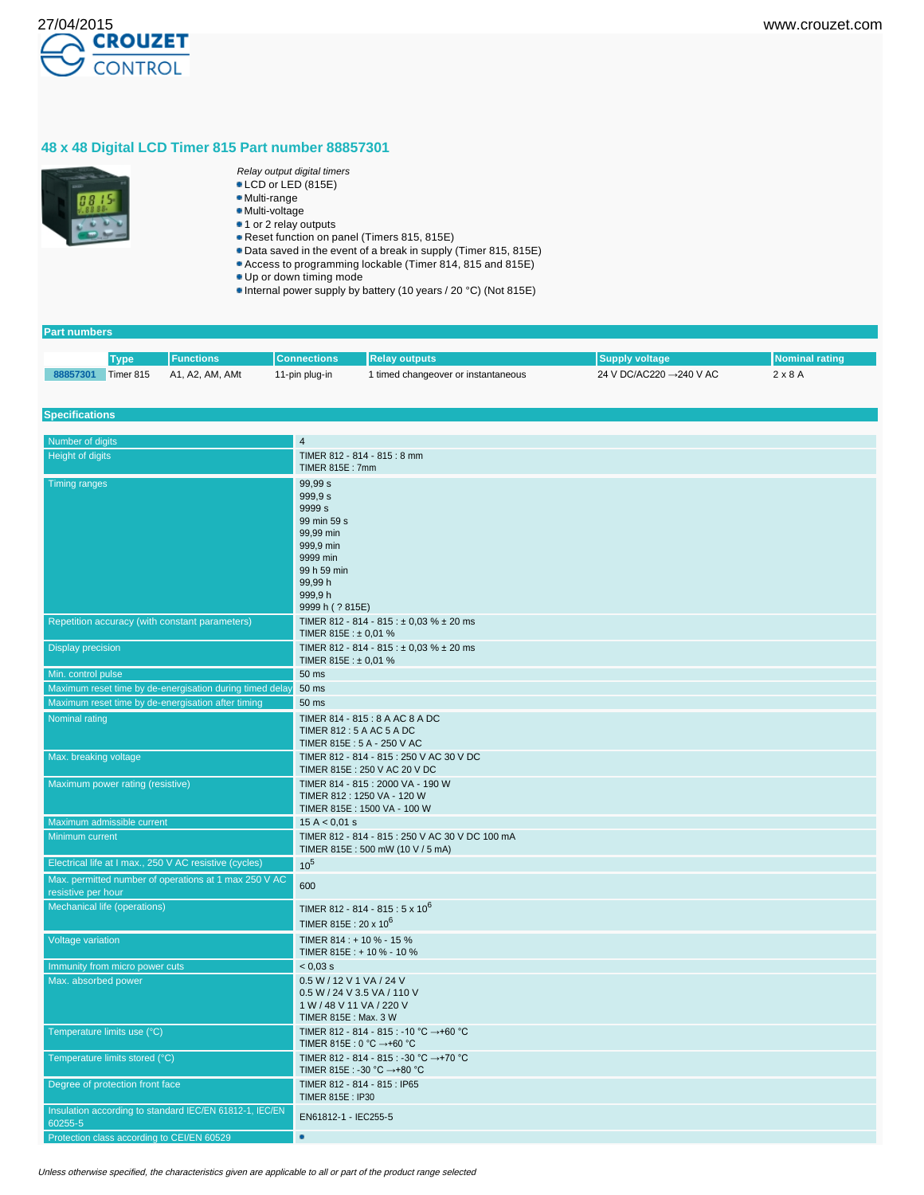# 48 x 48 Digital LCD Timer 815 Part number 88857301

*Relay output digital timers*

- LCD or LED (815E)
- Multi-range
- Multi-voltage
- 1 or 2 relay outputs
- Reset function on panel (Timers 815, 815E)
- Data saved in the event of a break in supply (Timer 815, 815E)
- Access to programming lockable (Timer 814, 815 and 815E)
- Up or down timing mode
- Internal power supply by battery (10 years / 20 °C) (Not 815E)

## Part numbers

| | Type | Functions | Connections | Relay outputs | Supply voltage | Nominal rating |
|---|---|---|---|---|---|---|
| 88857301 | Timer 815 | A1, A2, AM, AMt | 11-pin plug-in | 1 timed changeover or instantaneous | 24 V DC/AC220 →240 V AC | 2 x 8 A |

## Specifications

| | |
|---|---|
| Number of digits | 4 |
| Height of digits | TIMER 812 - 814 - 815 : 8 mm<br>TIMER 815E : 7mm |
| Timing ranges | 99,99 s<br>999,9 s<br>9999 s<br>99 min 59 s<br>99,99 min<br>999,9 min<br>9999 min<br>99 h 59 min<br>99,99 h<br>999,9 h<br>9999 h ( ? 815E) |
| Repetition accuracy (with constant parameters) | TIMER 812 - 814 - 815 : ± 0,03 % ± 20 ms<br>TIMER 815E : ± 0,01 % |
| Display precision | TIMER 812 - 814 - 815 : ± 0,03 % ± 20 ms<br>TIMER 815E : ± 0,01 % |
| Min. control pulse | 50 ms |
| Maximum reset time by de-energisation during timed delay | 50 ms |
| Maximum reset time by de-energisation after timing | 50 ms |
| Nominal rating | TIMER 814 - 815 : 8 A AC 8 A DC<br>TIMER 812 : 5 A AC 5 A DC<br>TIMER 815E : 5 A - 250 V AC |
| Max. breaking voltage | TIMER 812 - 814 - 815 : 250 V AC 30 V DC<br>TIMER 815E : 250 V AC 20 V DC |
| Maximum power rating (resistive) | TIMER 814 - 815 : 2000 VA - 190 W<br>TIMER 812 : 1250 VA - 120 W<br>TIMER 815E : 1500 VA - 100 W |
| Maximum admissible current | 15 A < 0,01 s |
| Minimum current | TIMER 812 - 814 - 815 : 250 V AC 30 V DC 100 mA<br>TIMER 815E : 500 mW (10 V / 5 mA) |
| Electrical life at I max., 250 V AC resistive (cycles) | $10^5$ |
| Max. permitted number of operations at 1 max 250 V AC resistive per hour | 600 |
| Mechanical life (operations) | TIMER 812 - 814 - 815 : 5 x $10^6$<br>TIMER 815E : 20 x $10^6$ |
| Voltage variation | TIMER 814 : + 10 % - 15 %<br>TIMER 815E : + 10 % - 10 % |
| Immunity from micro power cuts | < 0,03 s |
| Max. absorbed power | 0.5 W / 12 V 1 VA / 24 V<br>0.5 W / 24 V 3.5 VA / 110 V<br>1 W / 48 V 11 VA / 220 V<br>TIMER 815E : Max. 3 W |
| Temperature limits use (°C) | TIMER 812 - 814 - 815 : -10 °C →+60 °C<br>TIMER 815E : 0 °C →+60 °C |
| Temperature limits stored (°C) | TIMER 812 - 814 - 815 : -30 °C →+70 °C<br>TIMER 815E : -30 °C →+80 °C |
| Degree of protection front face | TIMER 812 - 814 - 815 : IP65<br>TIMER 815E : IP30 |
| Insulation according to standard IEC/EN 61812-1, IEC/EN 60255-5 | EN61812-1 - IEC255-5 |
| Protection class according to CEI/EN 60529 | • |

*Unless otherwise specified, the characteristics given are applicable to all or part of the product range selected*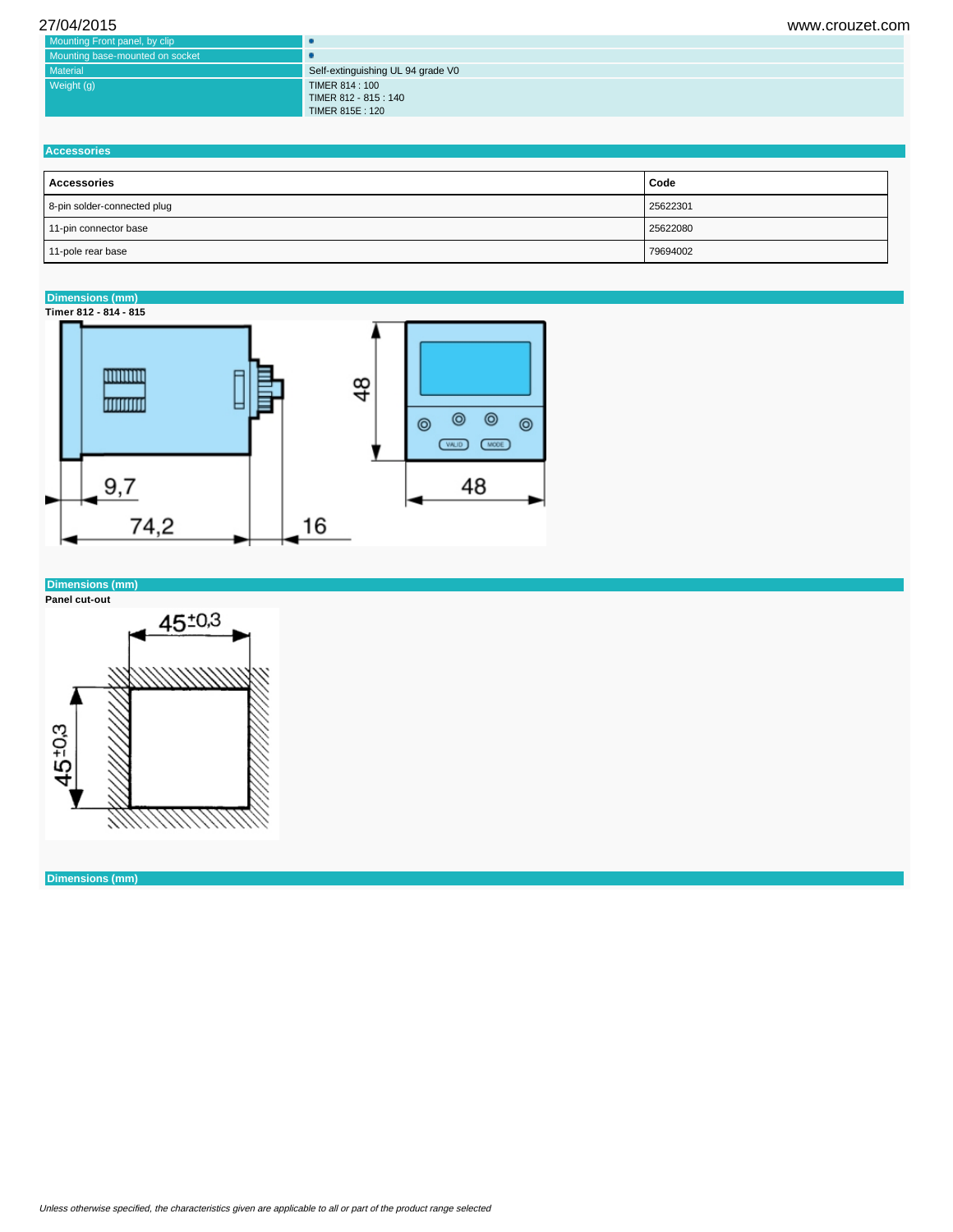| | |
|---|---|
| Mounting Front panel, by clip | • |
| Mounting base-mounted on socket | • |
| Material | Self-extinguishing UL 94 grade V0 |
| Weight (g) | TIMER 814 : 100<br>TIMER 812 - 815 : 140<br>TIMER 815E : 120 |

## Accessories

| Accessories | Code |
|---|---|
| 8-pin solder-connected plug | 25622301 |
| 11-pin connector base | 25622080 |
| 11-pole rear base | 79694002 |

## Dimensions (mm)

**Timer 812 - 814 - 815**

9,7

74,2

16

48

48

VALID

MODE

## Dimensions (mm)

**Panel cut-out**

$45^{\pm 0,3}$

$45^{\pm 0,3}$

## Dimensions (mm)

*Unless otherwise specified, the characteristics given are applicable to all or part of the product range selected*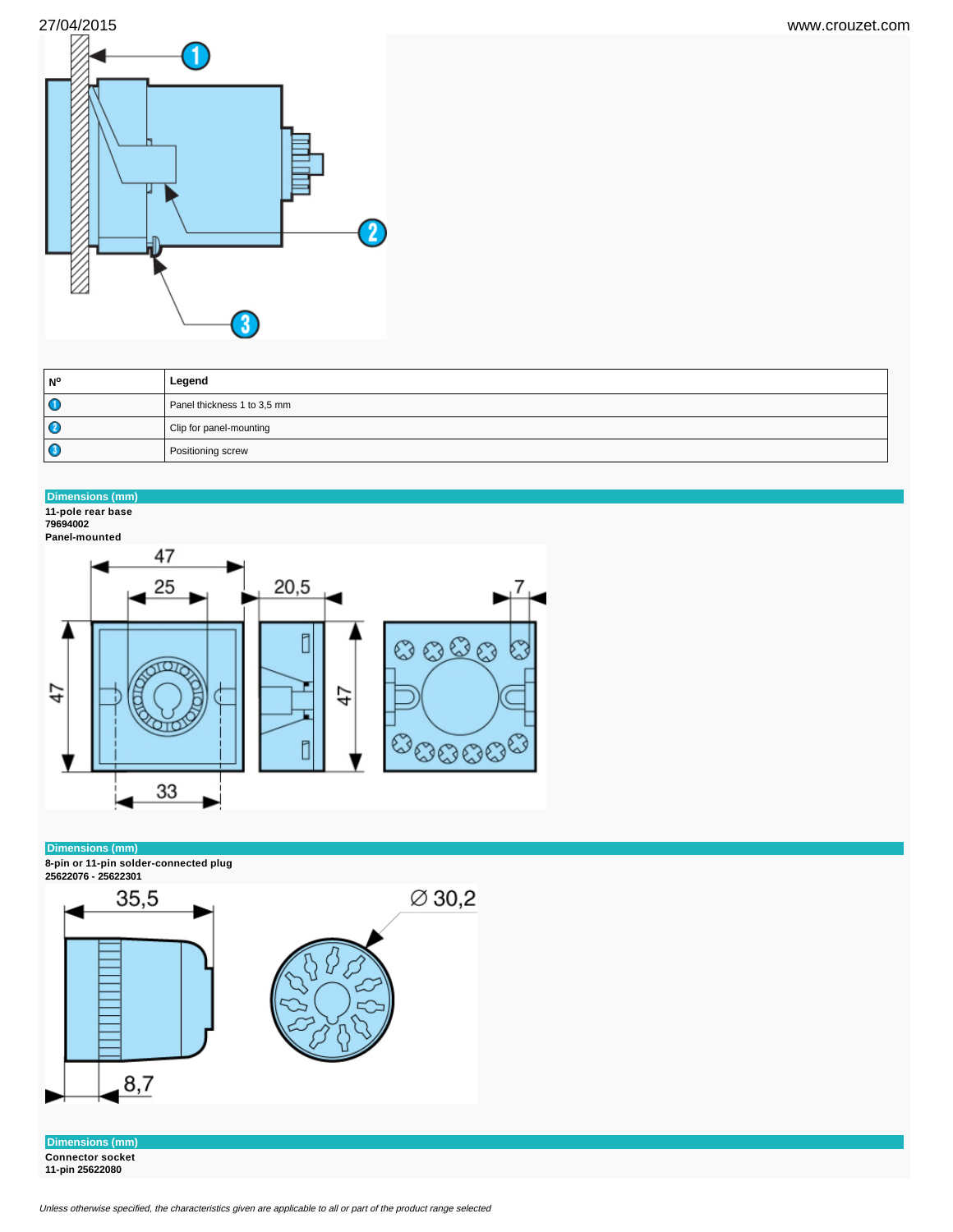| Nº | Legend |
|---|---|
| 1 | Panel thickness 1 to 3,5 mm |
| 2 | Clip for panel-mounting |
| 3 | Positioning screw |

## Dimensions (mm)

**11-pole rear base**
**79694002**
**Panel-mounted**

## Dimensions (mm)

**8-pin or 11-pin solder-connected plug**
**25622076 - 25622301**

## Dimensions (mm)

**Connector socket**
**11-pin 25622080**

*Unless otherwise specified, the characteristics given are applicable to all or part of the product range selected*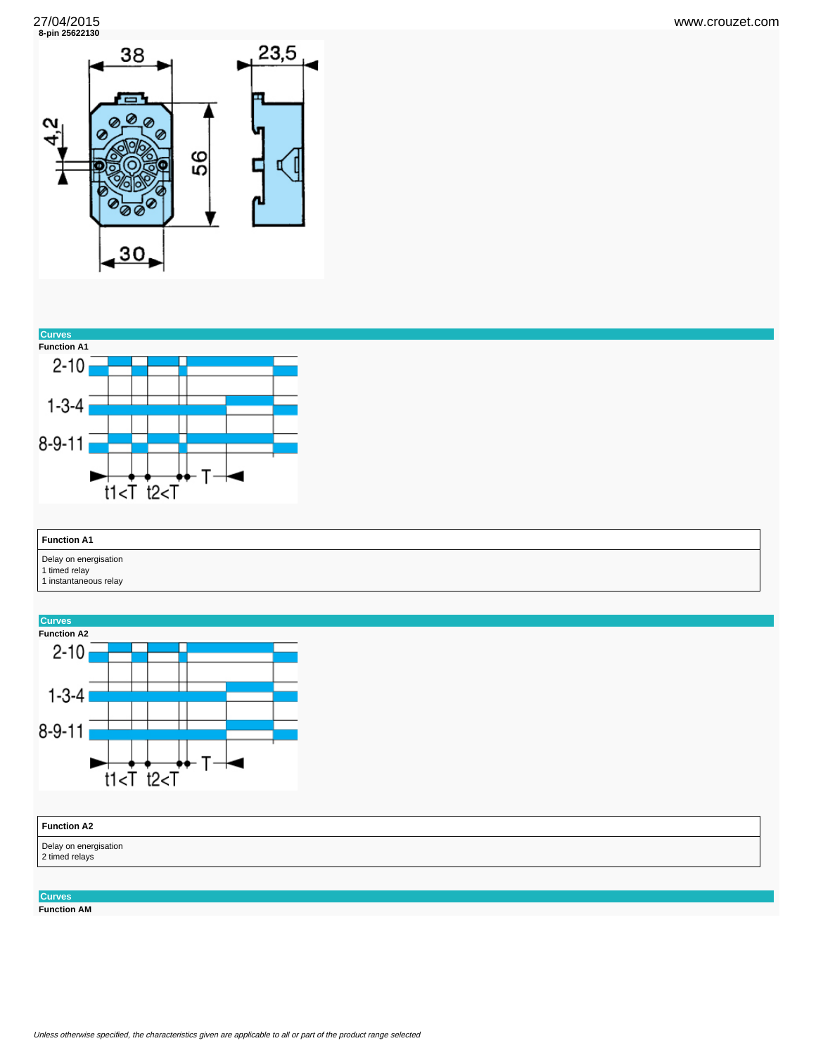8-pin 25622130

## Curves

**Function A1**

| Function A1 |
| --- |
| Delay on energisation<br>1 timed relay<br>1 instantaneous relay |

## Curves

**Function A2**

| Function A2 |
| --- |
| Delay on energisation<br>2 timed relays |

## Curves

**Function AM**

*Unless otherwise specified, the characteristics given are applicable to all or part of the product range selected*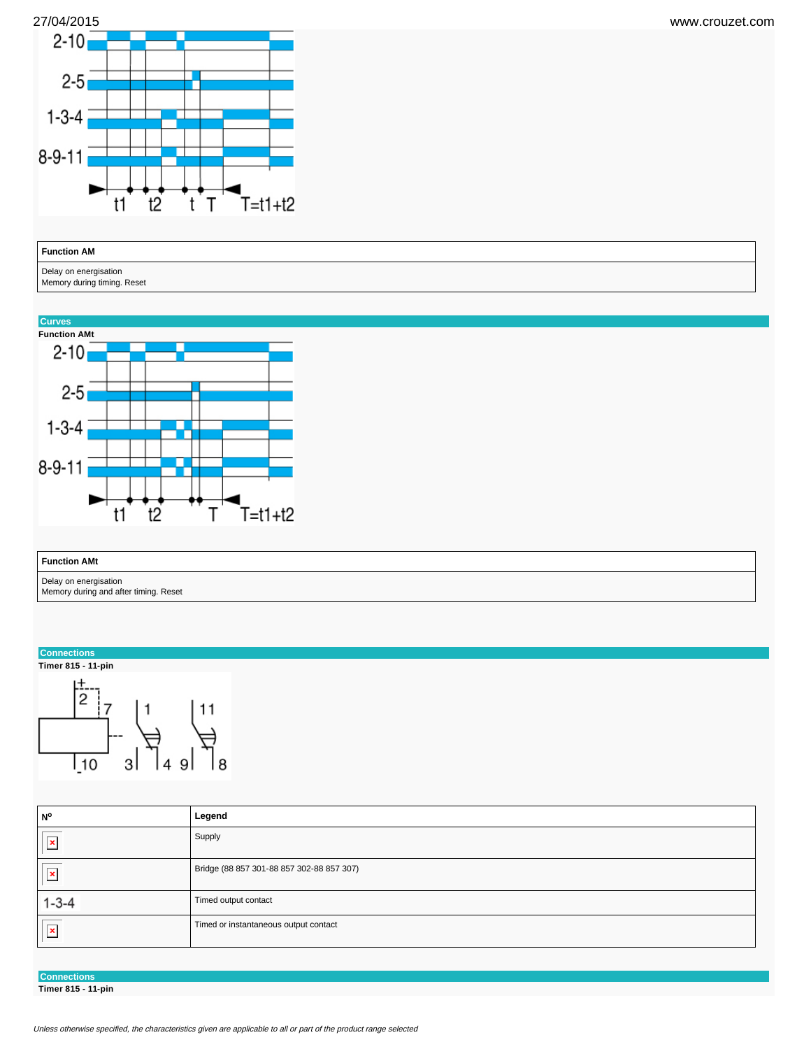| Function AM |
| --- |
| Delay on energisation<br>Memory during timing. Reset |

## Curves

**Function AMt**

| Function AMt |
| --- |
| Delay on energisation<br>Memory during and after timing. Reset |

## Connections

**Timer 815 - 11-pin**

| Nº | Legend |
| --- | --- |
|  | Supply |
|  | Bridge (88 857 301-88 857 302-88 857 307) |
| 1-3-4 | Timed output contact |
|  | Timed or instantaneous output contact |

## Connections

**Timer 815 - 11-pin**

*Unless otherwise specified, the characteristics given are applicable to all or part of the product range selected*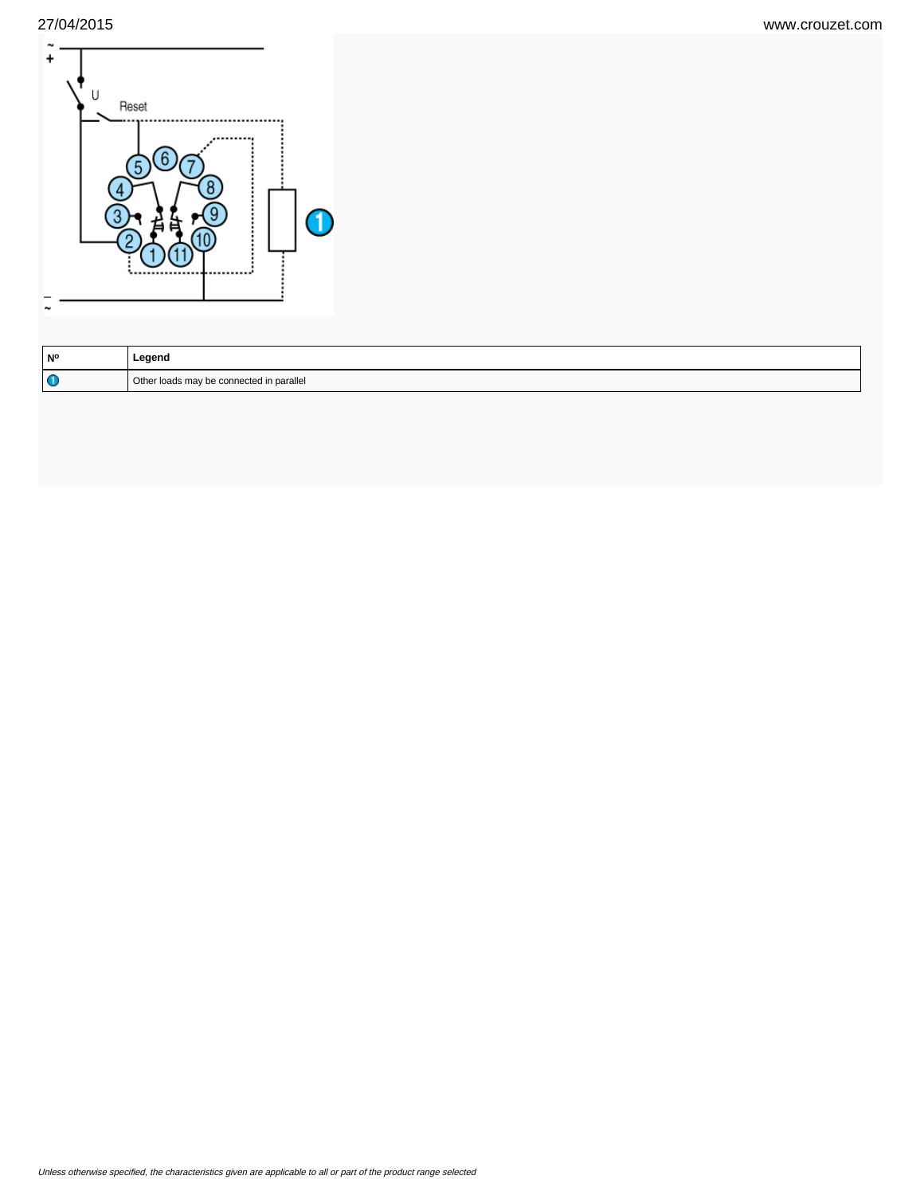~
+

U

Reset

5 6 7
4 8
3 9
2 10
1 11

1

–
~

| Nº | Legend |
| --- | --- |
| 1 | Other loads may be connected in parallel |

*Unless otherwise specified, the characteristics given are applicable to all or part of the product range selected*